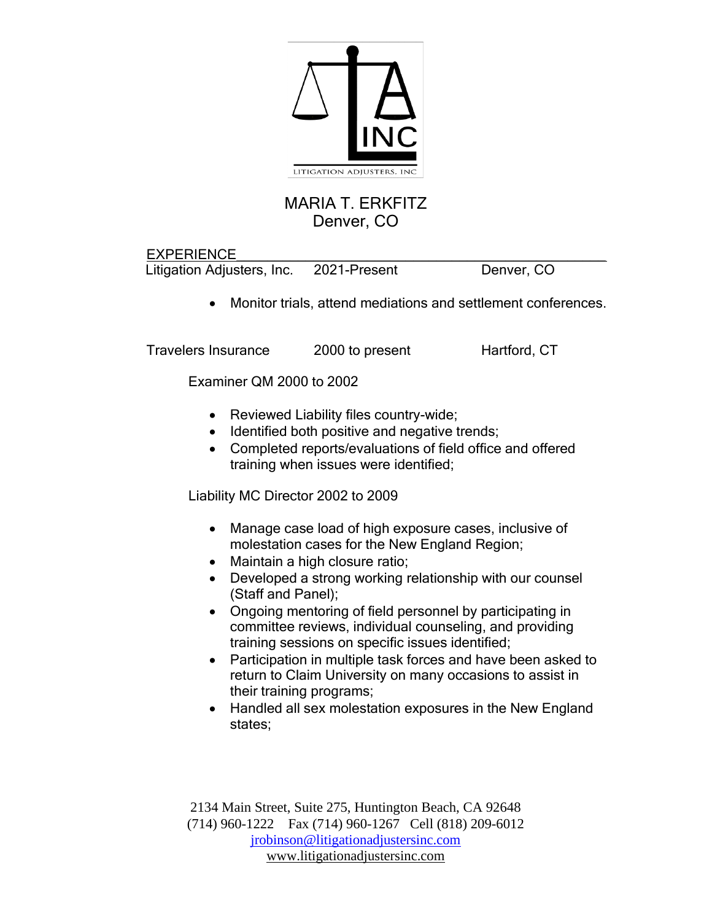LITIGATION ADJUSTERS, INC

# MARIA T. ERKFITZ
Denver, CO

## EXPERIENCE

Litigation Adjusters, Inc. 2021-Present Denver, CO

- Monitor trials, attend mediations and settlement conferences.

Travelers Insurance 2000 to present Hartford, CT

Examiner QM 2000 to 2002

- Reviewed Liability files country-wide;
- Identified both positive and negative trends;
- Completed reports/evaluations of field office and offered training when issues were identified;

Liability MC Director 2002 to 2009

- Manage case load of high exposure cases, inclusive of molestation cases for the New England Region;
- Maintain a high closure ratio;
- Developed a strong working relationship with our counsel (Staff and Panel);
- Ongoing mentoring of field personnel by participating in committee reviews, individual counseling, and providing training sessions on specific issues identified;
- Participation in multiple task forces and have been asked to return to Claim University on many occasions to assist in their training programs;
- Handled all sex molestation exposures in the New England states;

2134 Main Street, Suite 275, Huntington Beach, CA 92648
(714) 960-1222 Fax (714) 960-1267 Cell (818) 209-6012
jrobinson@litigationadjustersinc.com
www.litigationadjustersinc.com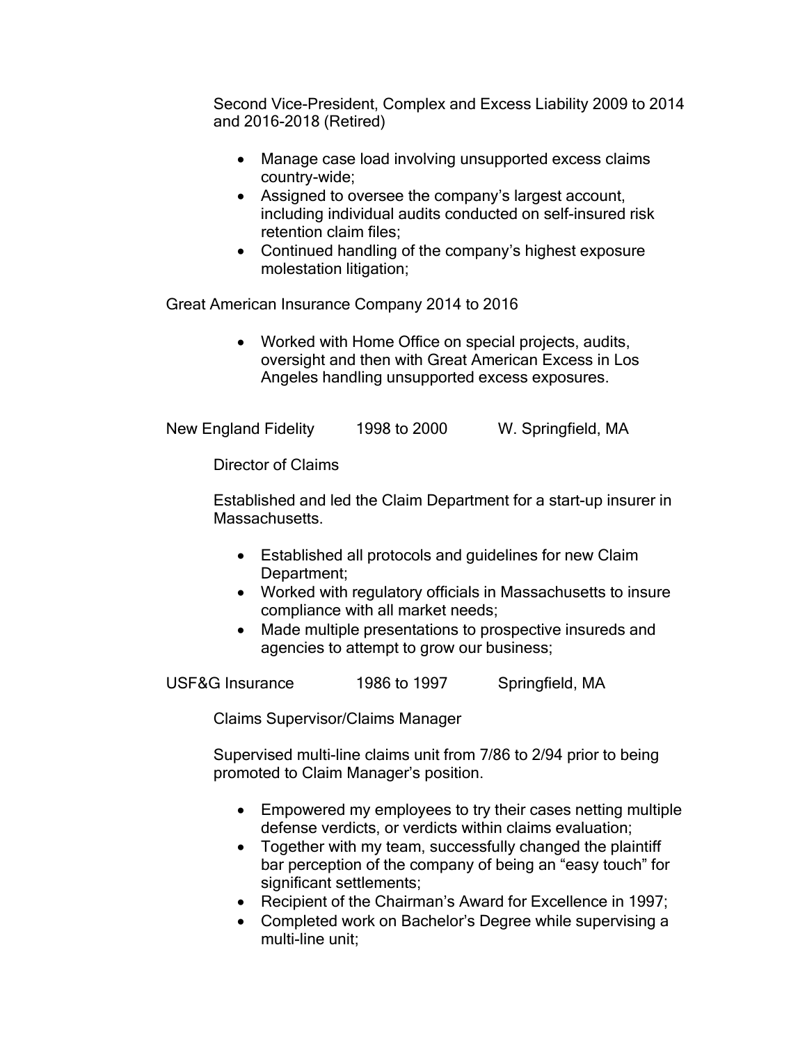Second Vice-President, Complex and Excess Liability 2009 to 2014 and 2016-2018 (Retired)

- Manage case load involving unsupported excess claims country-wide;
- Assigned to oversee the company's largest account, including individual audits conducted on self-insured risk retention claim files;
- Continued handling of the company's highest exposure molestation litigation;

Great American Insurance Company 2014 to 2016

- Worked with Home Office on special projects, audits, oversight and then with Great American Excess in Los Angeles handling unsupported excess exposures.

New England Fidelity 1998 to 2000 W. Springfield, MA

Director of Claims

Established and led the Claim Department for a start-up insurer in Massachusetts.

- Established all protocols and guidelines for new Claim Department;
- Worked with regulatory officials in Massachusetts to insure compliance with all market needs;
- Made multiple presentations to prospective insureds and agencies to attempt to grow our business;

USF&G Insurance 1986 to 1997 Springfield, MA

Claims Supervisor/Claims Manager

Supervised multi-line claims unit from 7/86 to 2/94 prior to being promoted to Claim Manager's position.

- Empowered my employees to try their cases netting multiple defense verdicts, or verdicts within claims evaluation;
- Together with my team, successfully changed the plaintiff bar perception of the company of being an "easy touch" for significant settlements;
- Recipient of the Chairman's Award for Excellence in 1997;
- Completed work on Bachelor's Degree while supervising a multi-line unit;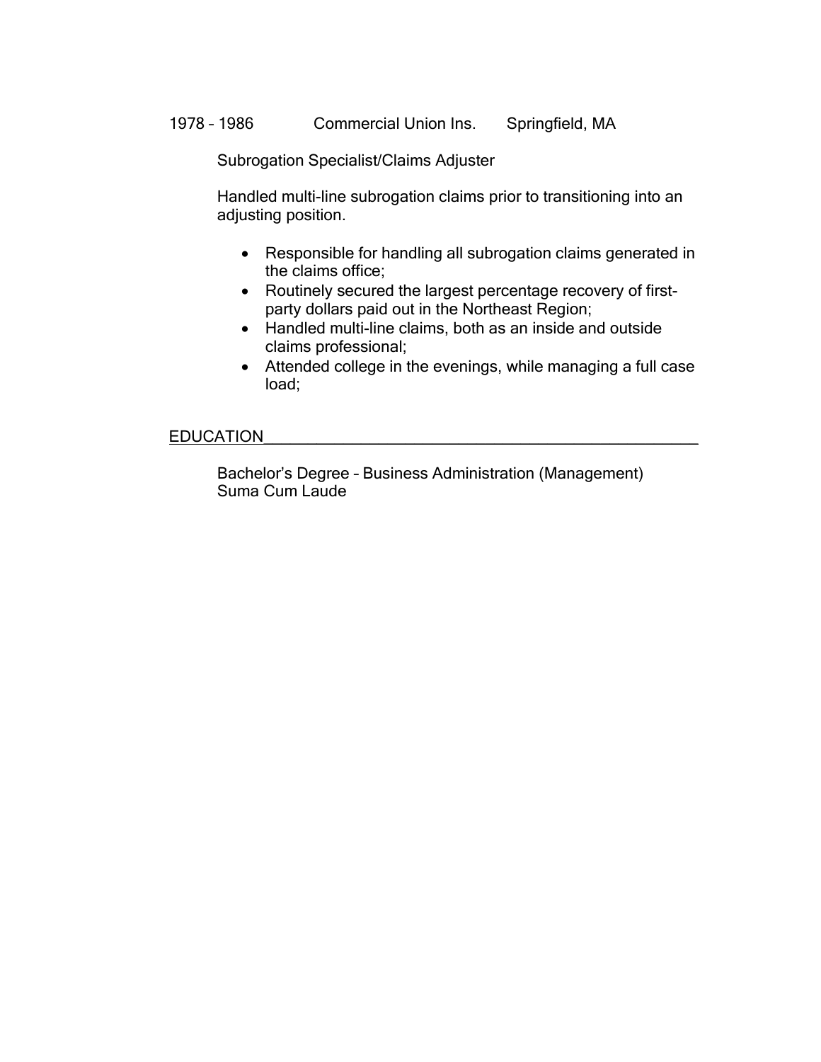1978 – 1986 Commercial Union Ins. Springfield, MA

Subrogation Specialist/Claims Adjuster

Handled multi-line subrogation claims prior to transitioning into an adjusting position.

- Responsible for handling all subrogation claims generated in the claims office;
- Routinely secured the largest percentage recovery of first-party dollars paid out in the Northeast Region;
- Handled multi-line claims, both as an inside and outside claims professional;
- Attended college in the evenings, while managing a full case load;

## EDUCATION

Bachelor's Degree – Business Administration (Management)
Suma Cum Laude